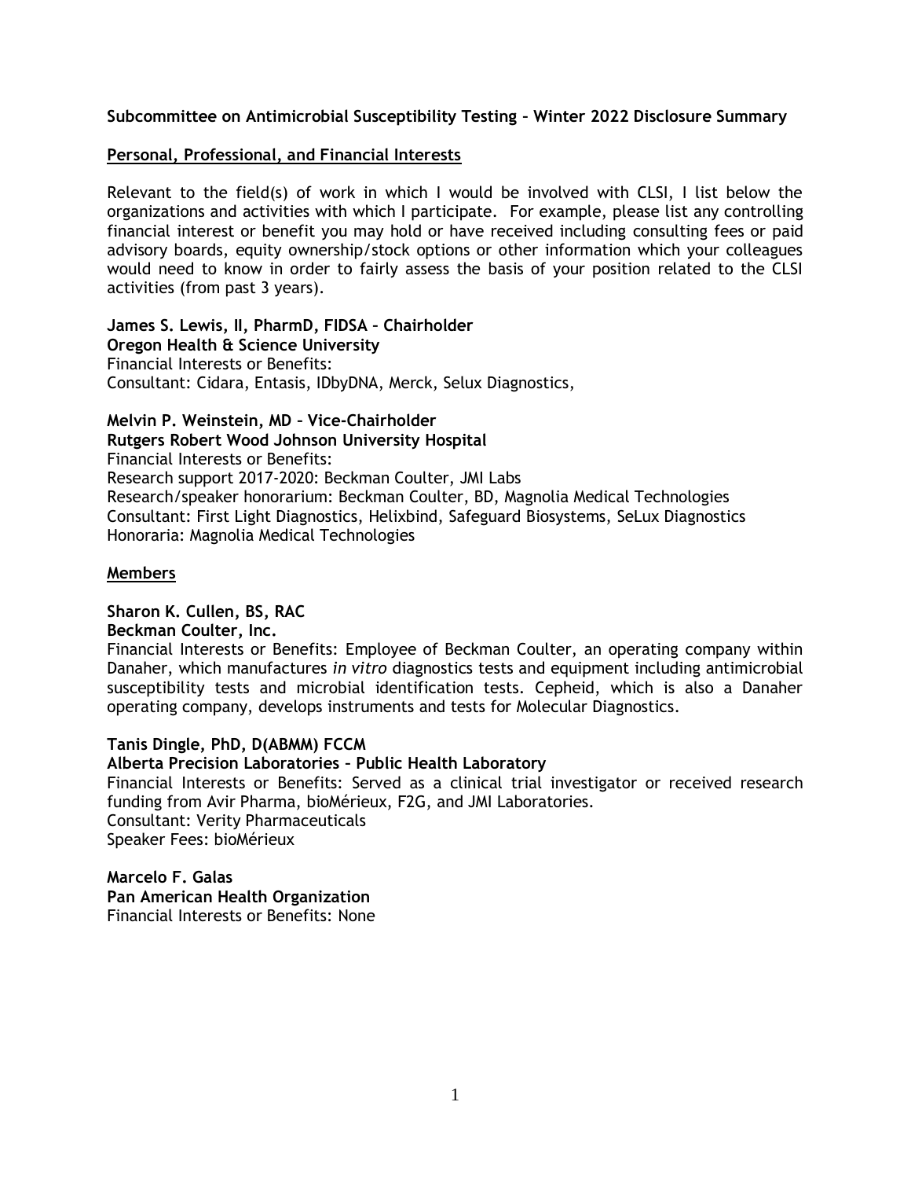**Subcommittee on Antimicrobial Susceptibility Testing – Winter 2022 Disclosure Summary**

**Personal, Professional, and Financial Interests**

Relevant to the field(s) of work in which I would be involved with CLSI, I list below the organizations and activities with which I participate. For example, please list any controlling financial interest or benefit you may hold or have received including consulting fees or paid advisory boards, equity ownership/stock options or other information which your colleagues would need to know in order to fairly assess the basis of your position related to the CLSI activities (from past 3 years).

**James S. Lewis, II, PharmD, FIDSA – Chairholder**
**Oregon Health & Science University**
Financial Interests or Benefits:
Consultant: Cidara, Entasis, IDbyDNA, Merck, Selux Diagnostics,

**Melvin P. Weinstein, MD – Vice-Chairholder**
**Rutgers Robert Wood Johnson University Hospital**
Financial Interests or Benefits:
Research support 2017-2020: Beckman Coulter, JMI Labs
Research/speaker honorarium: Beckman Coulter, BD, Magnolia Medical Technologies
Consultant: First Light Diagnostics, Helixbind, Safeguard Biosystems, SeLux Diagnostics
Honoraria: Magnolia Medical Technologies

**Members**

**Sharon K. Cullen, BS, RAC**
**Beckman Coulter, Inc.**
Financial Interests or Benefits: Employee of Beckman Coulter, an operating company within Danaher, which manufactures *in vitro* diagnostics tests and equipment including antimicrobial susceptibility tests and microbial identification tests. Cepheid, which is also a Danaher operating company, develops instruments and tests for Molecular Diagnostics.

**Tanis Dingle, PhD, D(ABMM) FCCM**
**Alberta Precision Laboratories – Public Health Laboratory**
Financial Interests or Benefits: Served as a clinical trial investigator or received research funding from Avir Pharma, bioMérieux, F2G, and JMI Laboratories.
Consultant: Verity Pharmaceuticals
Speaker Fees: bioMérieux

**Marcelo F. Galas**
**Pan American Health Organization**
Financial Interests or Benefits: None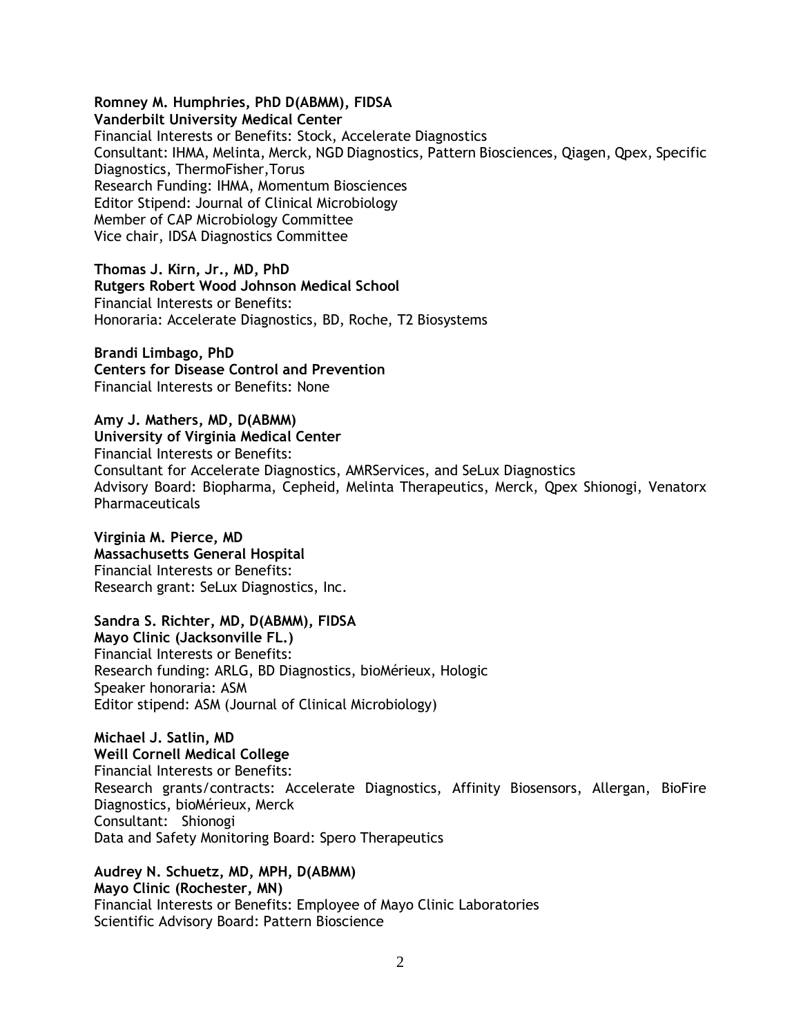**Romney M. Humphries, PhD D(ABMM), FIDSA**
**Vanderbilt University Medical Center**
Financial Interests or Benefits: Stock, Accelerate Diagnostics
Consultant: IHMA, Melinta, Merck, NGD Diagnostics, Pattern Biosciences, Qiagen, Qpex, Specific Diagnostics, ThermoFisher,Torus
Research Funding: IHMA, Momentum Biosciences
Editor Stipend: Journal of Clinical Microbiology
Member of CAP Microbiology Committee
Vice chair, IDSA Diagnostics Committee

**Thomas J. Kirn, Jr., MD, PhD**
**Rutgers Robert Wood Johnson Medical School**
Financial Interests or Benefits:
Honoraria: Accelerate Diagnostics, BD, Roche, T2 Biosystems

**Brandi Limbago, PhD**
**Centers for Disease Control and Prevention**
Financial Interests or Benefits: None

**Amy J. Mathers, MD, D(ABMM)**
**University of Virginia Medical Center**
Financial Interests or Benefits:
Consultant for Accelerate Diagnostics, AMRServices, and SeLux Diagnostics
Advisory Board: Biopharma, Cepheid, Melinta Therapeutics, Merck, Qpex Shionogi, Venatorx Pharmaceuticals

**Virginia M. Pierce, MD**
**Massachusetts General Hospital**
Financial Interests or Benefits:
Research grant: SeLux Diagnostics, Inc.

**Sandra S. Richter, MD, D(ABMM), FIDSA**
**Mayo Clinic (Jacksonville FL.)**
Financial Interests or Benefits:
Research funding: ARLG, BD Diagnostics, bioMérieux, Hologic
Speaker honoraria: ASM
Editor stipend: ASM (Journal of Clinical Microbiology)

**Michael J. Satlin, MD**
**Weill Cornell Medical College**
Financial Interests or Benefits:
Research grants/contracts: Accelerate Diagnostics, Affinity Biosensors, Allergan, BioFire Diagnostics, bioMérieux, Merck
Consultant: Shionogi
Data and Safety Monitoring Board: Spero Therapeutics

**Audrey N. Schuetz, MD, MPH, D(ABMM)**
**Mayo Clinic (Rochester, MN)**
Financial Interests or Benefits: Employee of Mayo Clinic Laboratories
Scientific Advisory Board: Pattern Bioscience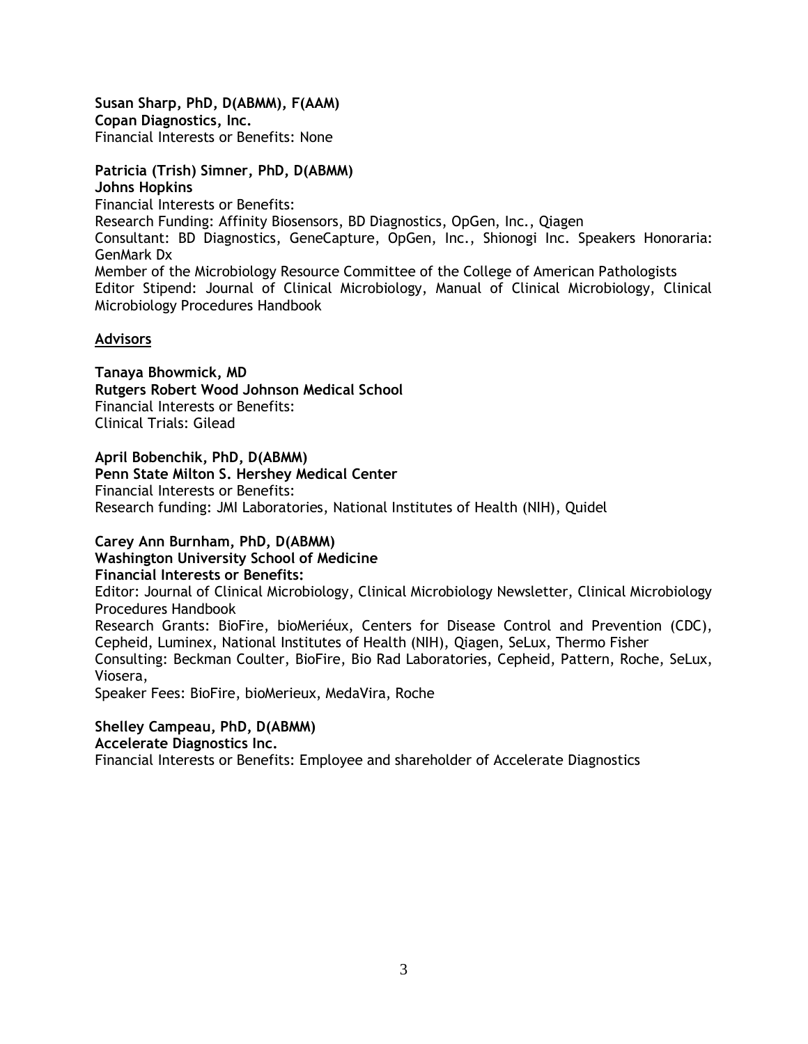**Susan Sharp, PhD, D(ABMM), F(AAM)**
**Copan Diagnostics, Inc.**
Financial Interests or Benefits: None

**Patricia (Trish) Simner, PhD, D(ABMM)**
**Johns Hopkins**
Financial Interests or Benefits:
Research Funding: Affinity Biosensors, BD Diagnostics, OpGen, Inc., Qiagen
Consultant: BD Diagnostics, GeneCapture, OpGen, Inc., Shionogi Inc. Speakers Honoraria: GenMark Dx
Member of the Microbiology Resource Committee of the College of American Pathologists
Editor Stipend: Journal of Clinical Microbiology, Manual of Clinical Microbiology, Clinical Microbiology Procedures Handbook

## Advisors

**Tanaya Bhowmick, MD**
**Rutgers Robert Wood Johnson Medical School**
Financial Interests or Benefits:
Clinical Trials: Gilead

**April Bobenchik, PhD, D(ABMM)**
**Penn State Milton S. Hershey Medical Center**
Financial Interests or Benefits:
Research funding: JMI Laboratories, National Institutes of Health (NIH), Quidel

**Carey Ann Burnham, PhD, D(ABMM)**
**Washington University School of Medicine**
**Financial Interests or Benefits:**
Editor: Journal of Clinical Microbiology, Clinical Microbiology Newsletter, Clinical Microbiology Procedures Handbook
Research Grants: BioFire, bioMeriéux, Centers for Disease Control and Prevention (CDC), Cepheid, Luminex, National Institutes of Health (NIH), Qiagen, SeLux, Thermo Fisher
Consulting: Beckman Coulter, BioFire, Bio Rad Laboratories, Cepheid, Pattern, Roche, SeLux, Viosera,
Speaker Fees: BioFire, bioMerieux, MedaVira, Roche

**Shelley Campeau, PhD, D(ABMM)**
**Accelerate Diagnostics Inc.**
Financial Interests or Benefits: Employee and shareholder of Accelerate Diagnostics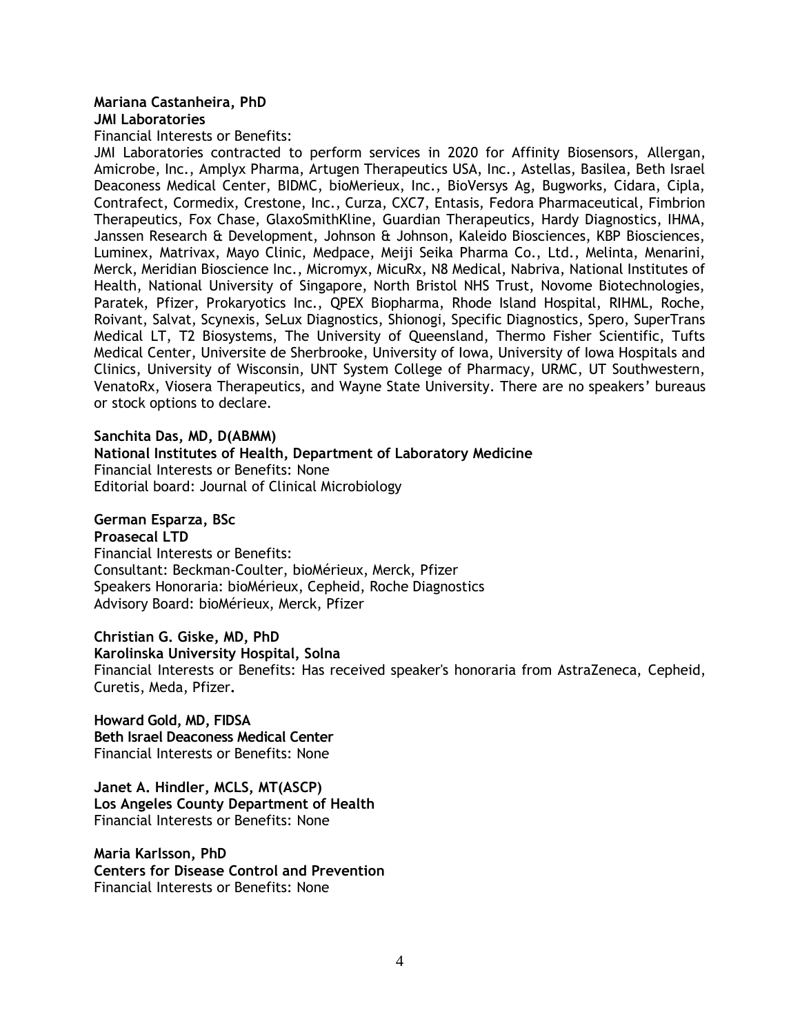**Mariana Castanheira, PhD**
**JMI Laboratories**
Financial Interests or Benefits:
JMI Laboratories contracted to perform services in 2020 for Affinity Biosensors, Allergan, Amicrobe, Inc., Amplyx Pharma, Artugen Therapeutics USA, Inc., Astellas, Basilea, Beth Israel Deaconess Medical Center, BIDMC, bioMerieux, Inc., BioVersys Ag, Bugworks, Cidara, Cipla, Contrafect, Cormedix, Crestone, Inc., Curza, CXC7, Entasis, Fedora Pharmaceutical, Fimbrion Therapeutics, Fox Chase, GlaxoSmithKline, Guardian Therapeutics, Hardy Diagnostics, IHMA, Janssen Research & Development, Johnson & Johnson, Kaleido Biosciences, KBP Biosciences, Luminex, Matrivax, Mayo Clinic, Medpace, Meiji Seika Pharma Co., Ltd., Melinta, Menarini, Merck, Meridian Bioscience Inc., Micromyx, MicuRx, N8 Medical, Nabriva, National Institutes of Health, National University of Singapore, North Bristol NHS Trust, Novome Biotechnologies, Paratek, Pfizer, Prokaryotics Inc., QPEX Biopharma, Rhode Island Hospital, RIHML, Roche, Roivant, Salvat, Scynexis, SeLux Diagnostics, Shionogi, Specific Diagnostics, Spero, SuperTrans Medical LT, T2 Biosystems, The University of Queensland, Thermo Fisher Scientific, Tufts Medical Center, Universite de Sherbrooke, University of Iowa, University of Iowa Hospitals and Clinics, University of Wisconsin, UNT System College of Pharmacy, URMC, UT Southwestern, VenatoRx, Viosera Therapeutics, and Wayne State University. There are no speakers' bureaus or stock options to declare.

**Sanchita Das, MD, D(ABMM)**
**National Institutes of Health, Department of Laboratory Medicine**
Financial Interests or Benefits: None
Editorial board: Journal of Clinical Microbiology

**German Esparza, BSc**
**Proasecal LTD**
Financial Interests or Benefits:
Consultant: Beckman-Coulter, bioMérieux, Merck, Pfizer
Speakers Honoraria: bioMérieux, Cepheid, Roche Diagnostics
Advisory Board: bioMérieux, Merck, Pfizer

**Christian G. Giske, MD, PhD**
**Karolinska University Hospital, Solna**
Financial Interests or Benefits: Has received speaker's honoraria from AstraZeneca, Cepheid, Curetis, Meda, Pfizer.

**Howard Gold, MD, FIDSA**
**Beth Israel Deaconess Medical Center**
Financial Interests or Benefits: None

**Janet A. Hindler, MCLS, MT(ASCP)**
**Los Angeles County Department of Health**
Financial Interests or Benefits: None

**Maria Karlsson, PhD**
**Centers for Disease Control and Prevention**
Financial Interests or Benefits: None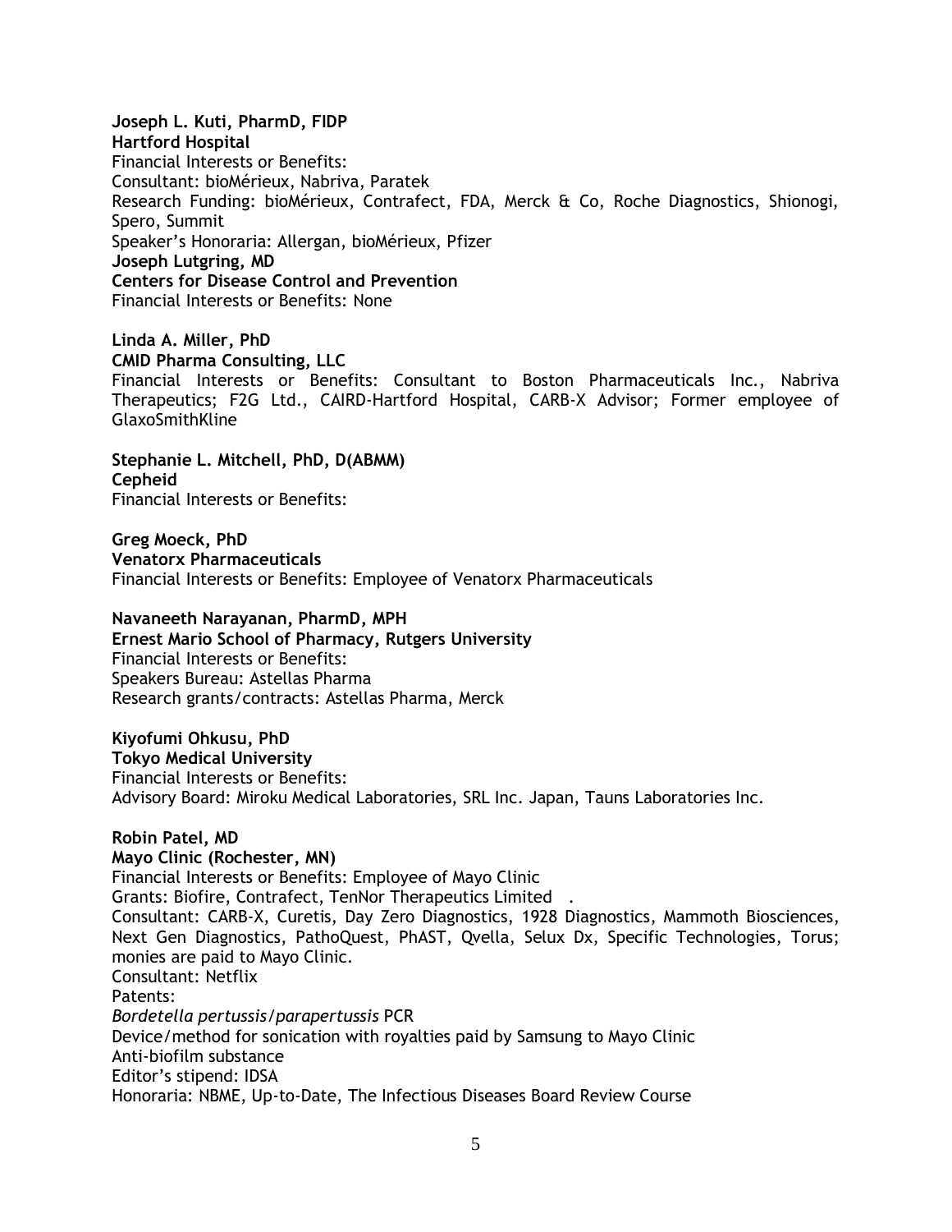**Joseph L. Kuti, PharmD, FIDP**
**Hartford Hospital**
Financial Interests or Benefits:
Consultant: bioMérieux, Nabriva, Paratek
Research Funding: bioMérieux, Contrafect, FDA, Merck & Co, Roche Diagnostics, Shionogi, Spero, Summit
Speaker's Honoraria: Allergan, bioMérieux, Pfizer
**Joseph Lutgring, MD**
**Centers for Disease Control and Prevention**
Financial Interests or Benefits: None

**Linda A. Miller, PhD**
**CMID Pharma Consulting, LLC**
Financial Interests or Benefits: Consultant to Boston Pharmaceuticals Inc., Nabriva Therapeutics; F2G Ltd., CAIRD-Hartford Hospital, CARB-X Advisor; Former employee of GlaxoSmithKline

**Stephanie L. Mitchell, PhD, D(ABMM)**
**Cepheid**
Financial Interests or Benefits:

**Greg Moeck, PhD**
**Venatorx Pharmaceuticals**
Financial Interests or Benefits: Employee of Venatorx Pharmaceuticals

**Navaneeth Narayanan, PharmD, MPH**
**Ernest Mario School of Pharmacy, Rutgers University**
Financial Interests or Benefits:
Speakers Bureau: Astellas Pharma
Research grants/contracts: Astellas Pharma, Merck

**Kiyofumi Ohkusu, PhD**
**Tokyo Medical University**
Financial Interests or Benefits:
Advisory Board: Miroku Medical Laboratories, SRL Inc. Japan, Tauns Laboratories Inc.

**Robin Patel, MD**
**Mayo Clinic (Rochester, MN)**
Financial Interests or Benefits: Employee of Mayo Clinic
Grants: Biofire, Contrafect, TenNor Therapeutics Limited .
Consultant: CARB-X, Curetis, Day Zero Diagnostics, 1928 Diagnostics, Mammoth Biosciences, Next Gen Diagnostics, PathoQuest, PhAST, Qvella, Selux Dx, Specific Technologies, Torus; monies are paid to Mayo Clinic.
Consultant: Netflix
Patents:
*Bordetella pertussis/parapertussis* PCR
Device/method for sonication with royalties paid by Samsung to Mayo Clinic
Anti-biofilm substance
Editor's stipend: IDSA
Honoraria: NBME, Up-to-Date, The Infectious Diseases Board Review Course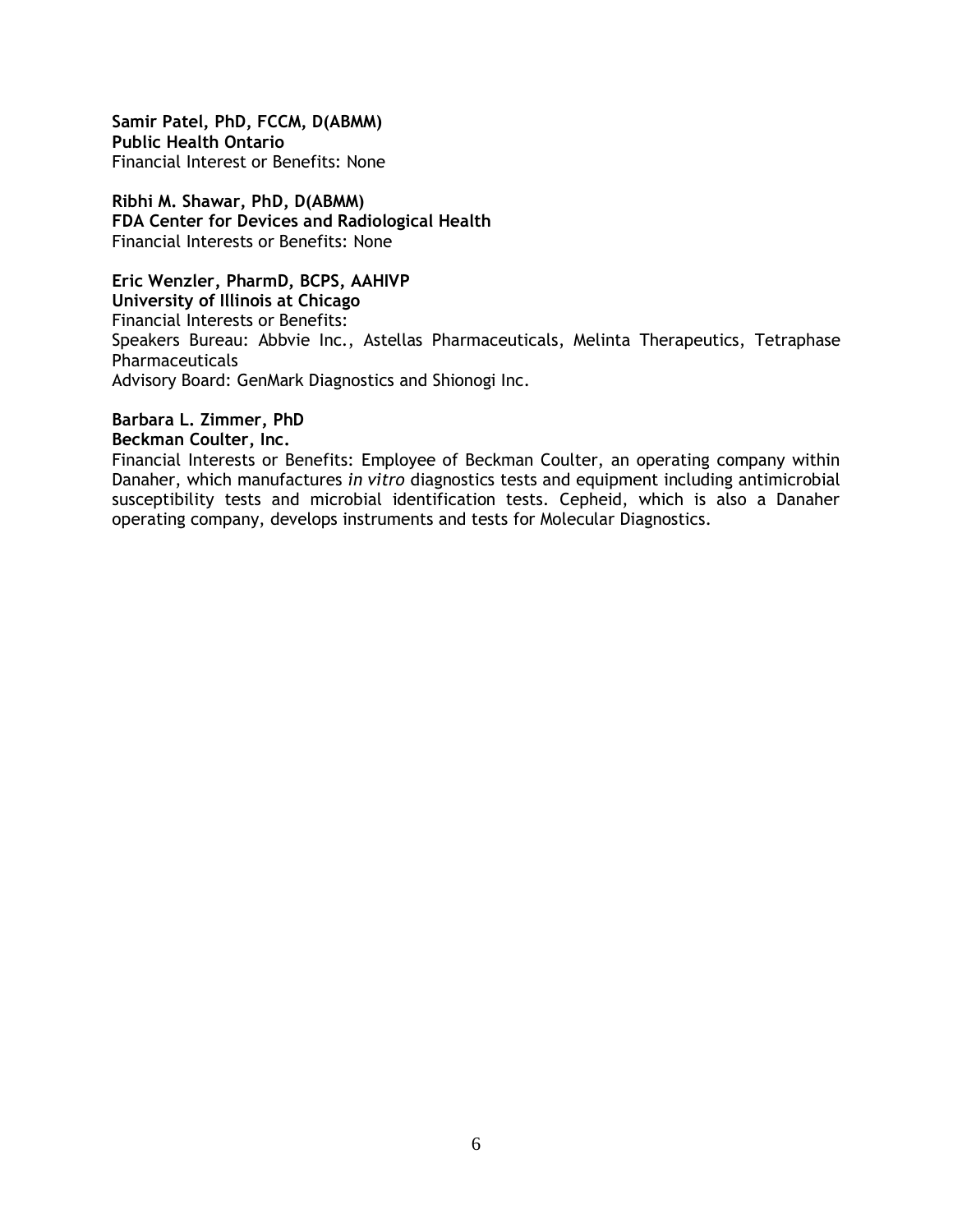**Samir Patel, PhD, FCCM, D(ABMM)**
**Public Health Ontario**
Financial Interest or Benefits: None

**Ribhi M. Shawar, PhD, D(ABMM)**
**FDA Center for Devices and Radiological Health**
Financial Interests or Benefits: None

**Eric Wenzler, PharmD, BCPS, AAHIVP**
**University of Illinois at Chicago**
Financial Interests or Benefits:
Speakers Bureau: Abbvie Inc., Astellas Pharmaceuticals, Melinta Therapeutics, Tetraphase Pharmaceuticals
Advisory Board: GenMark Diagnostics and Shionogi Inc.

**Barbara L. Zimmer, PhD**
**Beckman Coulter, Inc.**
Financial Interests or Benefits: Employee of Beckman Coulter, an operating company within Danaher, which manufactures *in vitro* diagnostics tests and equipment including antimicrobial susceptibility tests and microbial identification tests. Cepheid, which is also a Danaher operating company, develops instruments and tests for Molecular Diagnostics.